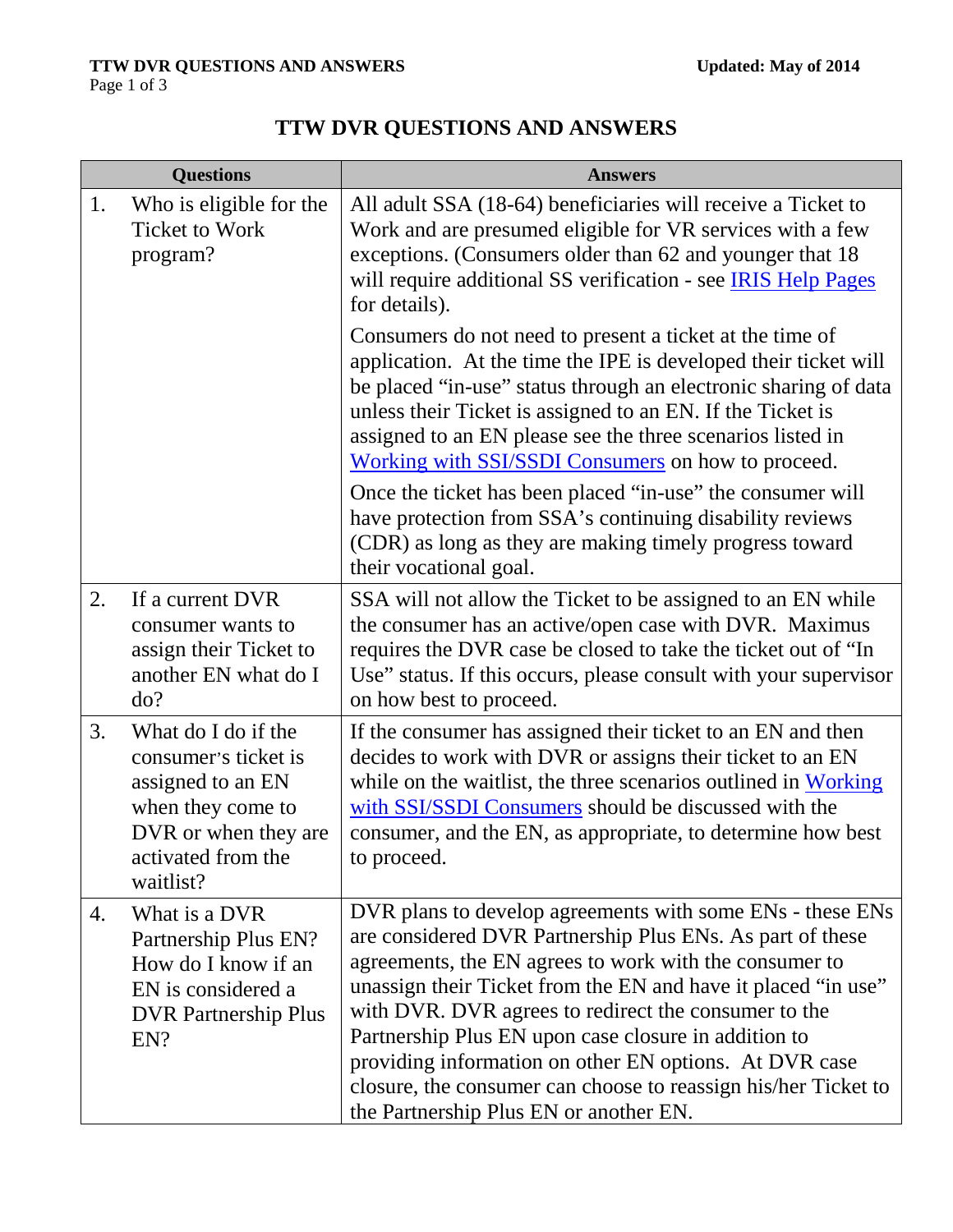# TTW DVR QUESTIONS AND ANSWERS

| Questions | Answers |
|---|---|
| 1. Who is eligible for the Ticket to Work program? | All adult SSA (18-64) beneficiaries will receive a Ticket to Work and are presumed eligible for VR services with a few exceptions. (Consumers older than 62 and younger that 18 will require additional SS verification - see IRIS Help Pages for details).<br><br>Consumers do not need to present a ticket at the time of application. At the time the IPE is developed their ticket will be placed "in-use" status through an electronic sharing of data unless their Ticket is assigned to an EN. If the Ticket is assigned to an EN please see the three scenarios listed in Working with SSI/SSDI Consumers on how to proceed.<br><br>Once the ticket has been placed "in-use" the consumer will have protection from SSA's continuing disability reviews (CDR) as long as they are making timely progress toward their vocational goal. |
| 2. If a current DVR consumer wants to assign their Ticket to another EN what do I do? | SSA will not allow the Ticket to be assigned to an EN while the consumer has an active/open case with DVR. Maximus requires the DVR case be closed to take the ticket out of "In Use" status. If this occurs, please consult with your supervisor on how best to proceed. |
| 3. What do I do if the consumer's ticket is assigned to an EN when they come to DVR or when they are activated from the waitlist? | If the consumer has assigned their ticket to an EN and then decides to work with DVR or assigns their ticket to an EN while on the waitlist, the three scenarios outlined in Working with SSI/SSDI Consumers should be discussed with the consumer, and the EN, as appropriate, to determine how best to proceed. |
| 4. What is a DVR Partnership Plus EN? How do I know if an EN is considered a DVR Partnership Plus EN? | DVR plans to develop agreements with some ENs - these ENs are considered DVR Partnership Plus ENs. As part of these agreements, the EN agrees to work with the consumer to unassign their Ticket from the EN and have it placed "in use" with DVR. DVR agrees to redirect the consumer to the Partnership Plus EN upon case closure in addition to providing information on other EN options. At DVR case closure, the consumer can choose to reassign his/her Ticket to the Partnership Plus EN or another EN. |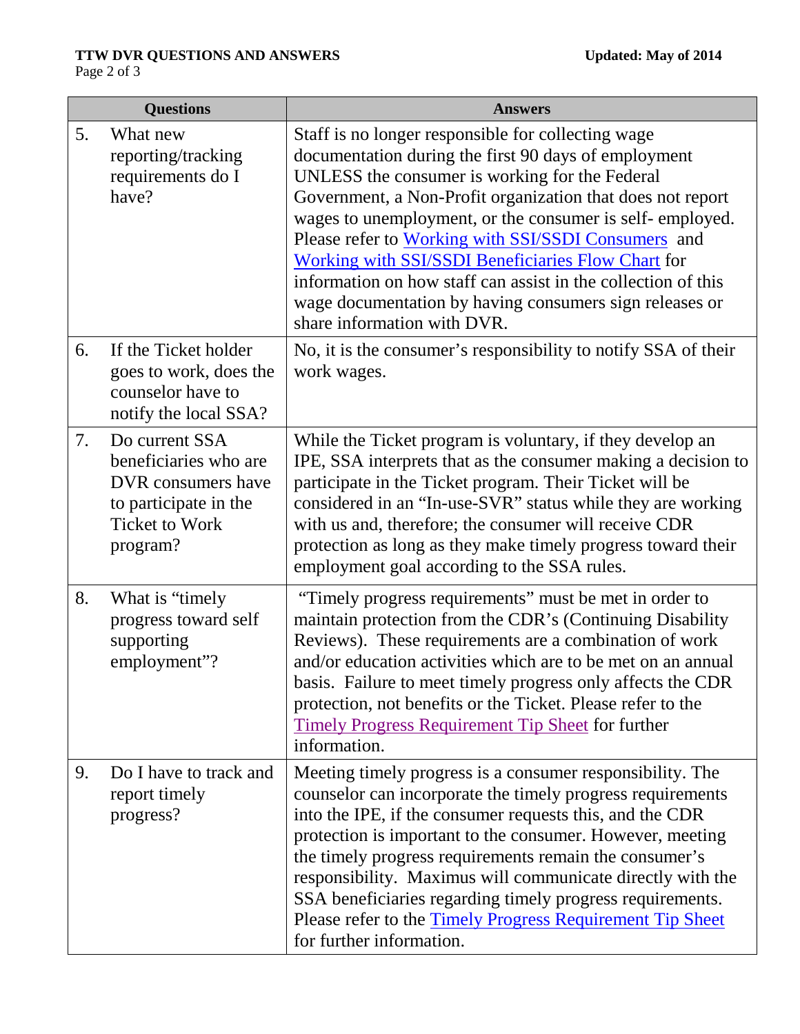| Questions | Answers |
|---|---|
| 5. What new reporting/tracking requirements do I have? | Staff is no longer responsible for collecting wage documentation during the first 90 days of employment UNLESS the consumer is working for the Federal Government, a Non-Profit organization that does not report wages to unemployment, or the consumer is self- employed. Please refer to Working with SSI/SSDI Consumers and Working with SSI/SSDI Beneficiaries Flow Chart for information on how staff can assist in the collection of this wage documentation by having consumers sign releases or share information with DVR. |
| 6. If the Ticket holder goes to work, does the counselor have to notify the local SSA? | No, it is the consumer's responsibility to notify SSA of their work wages. |
| 7. Do current SSA beneficiaries who are DVR consumers have to participate in the Ticket to Work program? | While the Ticket program is voluntary, if they develop an IPE, SSA interprets that as the consumer making a decision to participate in the Ticket program. Their Ticket will be considered in an "In-use-SVR" status while they are working with us and, therefore; the consumer will receive CDR protection as long as they make timely progress toward their employment goal according to the SSA rules. |
| 8. What is "timely progress toward self supporting employment"? | "Timely progress requirements" must be met in order to maintain protection from the CDR's (Continuing Disability Reviews). These requirements are a combination of work and/or education activities which are to be met on an annual basis. Failure to meet timely progress only affects the CDR protection, not benefits or the Ticket. Please refer to the Timely Progress Requirement Tip Sheet for further information. |
| 9. Do I have to track and report timely progress? | Meeting timely progress is a consumer responsibility. The counselor can incorporate the timely progress requirements into the IPE, if the consumer requests this, and the CDR protection is important to the consumer. However, meeting the timely progress requirements remain the consumer's responsibility. Maximus will communicate directly with the SSA beneficiaries regarding timely progress requirements. Please refer to the Timely Progress Requirement Tip Sheet for further information. |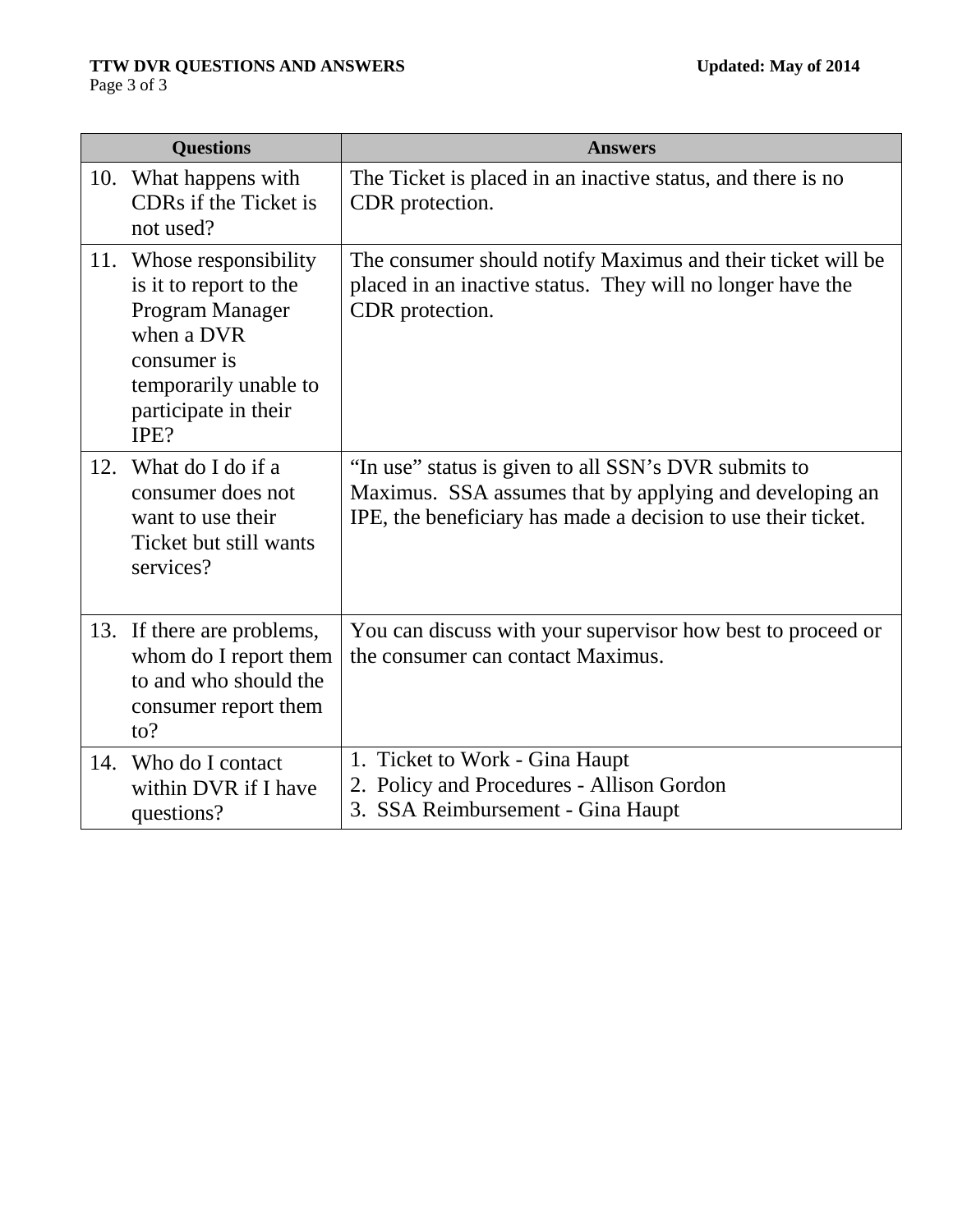| Questions | Answers |
|---|---|
| 10. What happens with CDRs if the Ticket is not used? | The Ticket is placed in an inactive status, and there is no CDR protection. |
| 11. Whose responsibility is it to report to the Program Manager when a DVR consumer is temporarily unable to participate in their IPE? | The consumer should notify Maximus and their ticket will be placed in an inactive status. They will no longer have the CDR protection. |
| 12. What do I do if a consumer does not want to use their Ticket but still wants services? | "In use" status is given to all SSN's DVR submits to Maximus. SSA assumes that by applying and developing an IPE, the beneficiary has made a decision to use their ticket. |
| 13. If there are problems, whom do I report them to and who should the consumer report them to? | You can discuss with your supervisor how best to proceed or the consumer can contact Maximus. |
| 14. Who do I contact within DVR if I have questions? | 1. Ticket to Work - Gina Haupt<br>2. Policy and Procedures - Allison Gordon<br>3. SSA Reimbursement - Gina Haupt |